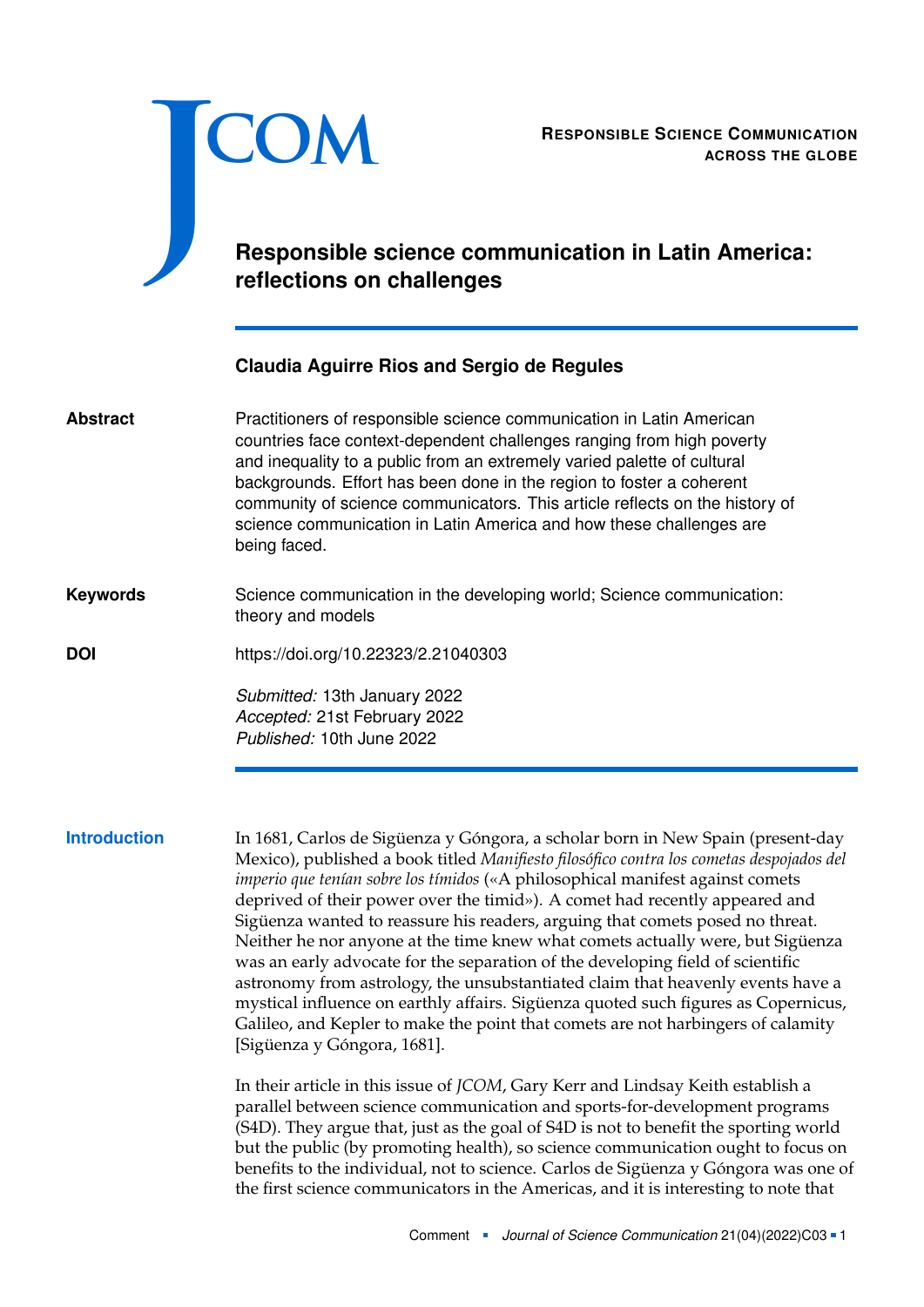# Responsible science communication in Latin America: reflections on challenges

**Claudia Aguirre Rios and Sergio de Regules**

**Abstract**

Practitioners of responsible science communication in Latin American countries face context-dependent challenges ranging from high poverty and inequality to a public from an extremely varied palette of cultural backgrounds. Effort has been done in the region to foster a coherent community of science communicators. This article reflects on the history of science communication in Latin America and how these challenges are being faced.

**Keywords**

Science communication in the developing world; Science communication: theory and models

**DOI**

https://doi.org/10.22323/2.21040303

*Submitted:* 13th January 2022
*Accepted:* 21st February 2022
*Published:* 10th June 2022

## Introduction

In 1681, Carlos de Sigüenza y Góngora, a scholar born in New Spain (present-day Mexico), published a book titled *Manifiesto filosófico contra los cometas despojados del imperio que tenían sobre los tímidos* («A philosophical manifest against comets deprived of their power over the timid»). A comet had recently appeared and Sigüenza wanted to reassure his readers, arguing that comets posed no threat. Neither he nor anyone at the time knew what comets actually were, but Sigüenza was an early advocate for the separation of the developing field of scientific astronomy from astrology, the unsubstantiated claim that heavenly events have a mystical influence on earthly affairs. Sigüenza quoted such figures as Copernicus, Galileo, and Kepler to make the point that comets are not harbingers of calamity [Sigüenza y Góngora, 1681].

In their article in this issue of *JCOM*, Gary Kerr and Lindsay Keith establish a parallel between science communication and sports-for-development programs (S4D). They argue that, just as the goal of S4D is not to benefit the sporting world but the public (by promoting health), so science communication ought to focus on benefits to the individual, not to science. Carlos de Sigüenza y Góngora was one of the first science communicators in the Americas, and it is interesting to note that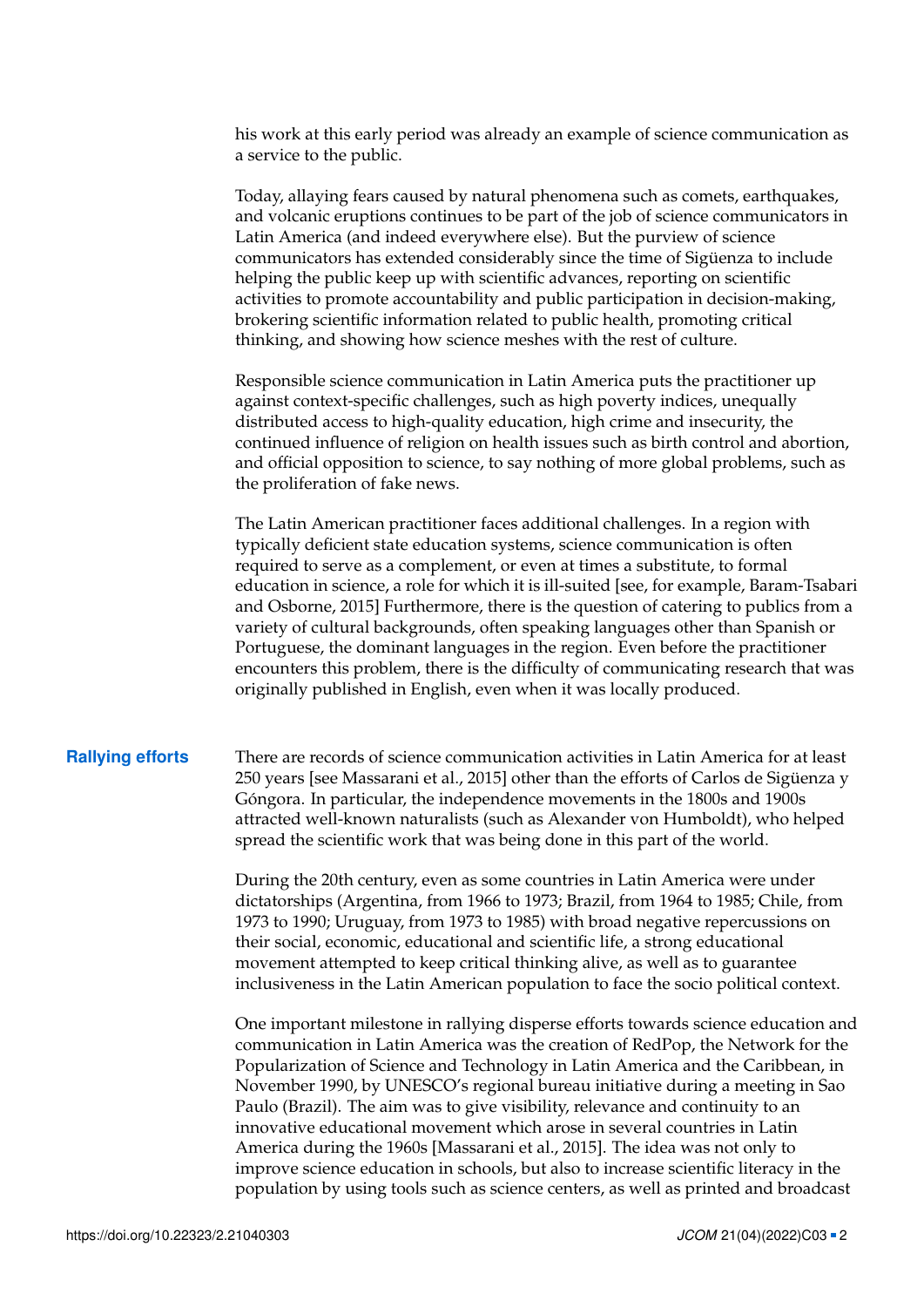his work at this early period was already an example of science communication as a service to the public.

Today, allaying fears caused by natural phenomena such as comets, earthquakes, and volcanic eruptions continues to be part of the job of science communicators in Latin America (and indeed everywhere else). But the purview of science communicators has extended considerably since the time of Sigüenza to include helping the public keep up with scientific advances, reporting on scientific activities to promote accountability and public participation in decision-making, brokering scientific information related to public health, promoting critical thinking, and showing how science meshes with the rest of culture.

Responsible science communication in Latin America puts the practitioner up against context-specific challenges, such as high poverty indices, unequally distributed access to high-quality education, high crime and insecurity, the continued influence of religion on health issues such as birth control and abortion, and official opposition to science, to say nothing of more global problems, such as the proliferation of fake news.

The Latin American practitioner faces additional challenges. In a region with typically deficient state education systems, science communication is often required to serve as a complement, or even at times a substitute, to formal education in science, a role for which it is ill-suited [see, for example, Baram-Tsabari and Osborne, 2015] Furthermore, there is the question of catering to publics from a variety of cultural backgrounds, often speaking languages other than Spanish or Portuguese, the dominant languages in the region. Even before the practitioner encounters this problem, there is the difficulty of communicating research that was originally published in English, even when it was locally produced.

## Rallying efforts

There are records of science communication activities in Latin America for at least 250 years [see Massarani et al., 2015] other than the efforts of Carlos de Sigüenza y Góngora. In particular, the independence movements in the 1800s and 1900s attracted well-known naturalists (such as Alexander von Humboldt), who helped spread the scientific work that was being done in this part of the world.

During the 20th century, even as some countries in Latin America were under dictatorships (Argentina, from 1966 to 1973; Brazil, from 1964 to 1985; Chile, from 1973 to 1990; Uruguay, from 1973 to 1985) with broad negative repercussions on their social, economic, educational and scientific life, a strong educational movement attempted to keep critical thinking alive, as well as to guarantee inclusiveness in the Latin American population to face the socio political context.

One important milestone in rallying disperse efforts towards science education and communication in Latin America was the creation of RedPop, the Network for the Popularization of Science and Technology in Latin America and the Caribbean, in November 1990, by UNESCO's regional bureau initiative during a meeting in Sao Paulo (Brazil). The aim was to give visibility, relevance and continuity to an innovative educational movement which arose in several countries in Latin America during the 1960s [Massarani et al., 2015]. The idea was not only to improve science education in schools, but also to increase scientific literacy in the population by using tools such as science centers, as well as printed and broadcast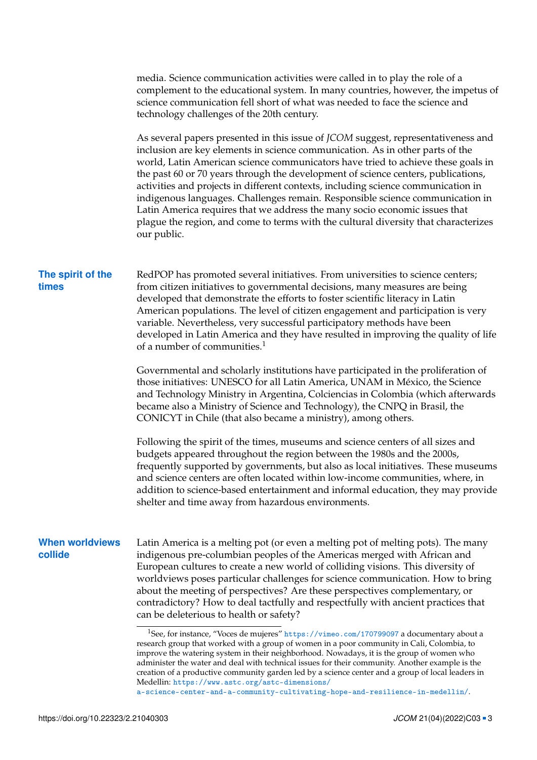media. Science communication activities were called in to play the role of a complement to the educational system. In many countries, however, the impetus of science communication fell short of what was needed to face the science and technology challenges of the 20th century.

As several papers presented in this issue of *JCOM* suggest, representativeness and inclusion are key elements in science communication. As in other parts of the world, Latin American science communicators have tried to achieve these goals in the past 60 or 70 years through the development of science centers, publications, activities and projects in different contexts, including science communication in indigenous languages. Challenges remain. Responsible science communication in Latin America requires that we address the many socio economic issues that plague the region, and come to terms with the cultural diversity that characterizes our public.

## The spirit of the times

RedPOP has promoted several initiatives. From universities to science centers; from citizen initiatives to governmental decisions, many measures are being developed that demonstrate the efforts to foster scientific literacy in Latin American populations. The level of citizen engagement and participation is very variable. Nevertheless, very successful participatory methods have been developed in Latin America and they have resulted in improving the quality of life of a number of communities.[1]

Governmental and scholarly institutions have participated in the proliferation of those initiatives: UNESCO for all Latin America, UNAM in México, the Science and Technology Ministry in Argentina, Colciencias in Colombia (which afterwards became also a Ministry of Science and Technology), the CNPQ in Brasil, the CONICYT in Chile (that also became a ministry), among others.

Following the spirit of the times, museums and science centers of all sizes and budgets appeared throughout the region between the 1980s and the 2000s, frequently supported by governments, but also as local initiatives. These museums and science centers are often located within low-income communities, where, in addition to science-based entertainment and informal education, they may provide shelter and time away from hazardous environments.

## When worldviews collide

Latin America is a melting pot (or even a melting pot of melting pots). The many indigenous pre-columbian peoples of the Americas merged with African and European cultures to create a new world of colliding visions. This diversity of worldviews poses particular challenges for science communication. How to bring about the meeting of perspectives? Are these perspectives complementary, or contradictory? How to deal tactfully and respectfully with ancient practices that can be deleterious to health or safety?

---

[1] See, for instance, "Voces de mujeres" https://vimeo.com/170799097 a documentary about a research group that worked with a group of women in a poor community in Cali, Colombia, to improve the watering system in their neighborhood. Nowadays, it is the group of women who administer the water and deal with technical issues for their community. Another example is the creation of a productive community garden led by a science center and a group of local leaders in Medellin: https://www.astc.org/astc-dimensions/a-science-center-and-a-community-cultivating-hope-and-resilience-in-medellin/.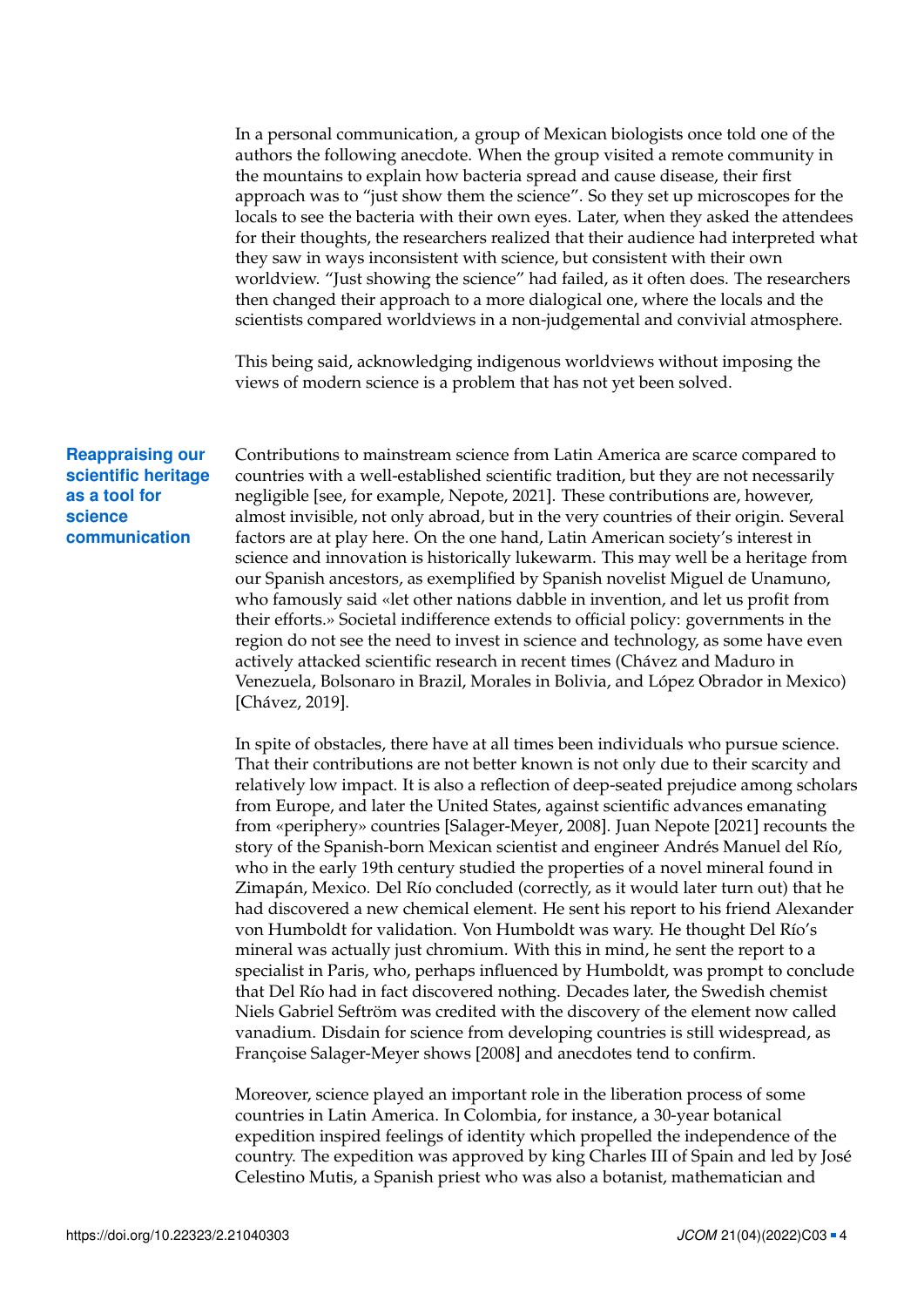In a personal communication, a group of Mexican biologists once told one of the authors the following anecdote. When the group visited a remote community in the mountains to explain how bacteria spread and cause disease, their first approach was to "just show them the science". So they set up microscopes for the locals to see the bacteria with their own eyes. Later, when they asked the attendees for their thoughts, the researchers realized that their audience had interpreted what they saw in ways inconsistent with science, but consistent with their own worldview. "Just showing the science" had failed, as it often does. The researchers then changed their approach to a more dialogical one, where the locals and the scientists compared worldviews in a non-judgemental and convivial atmosphere.

This being said, acknowledging indigenous worldviews without imposing the views of modern science is a problem that has not yet been solved.

## Reappraising our scientific heritage as a tool for science communication

Contributions to mainstream science from Latin America are scarce compared to countries with a well-established scientific tradition, but they are not necessarily negligible [see, for example, Nepote, 2021]. These contributions are, however, almost invisible, not only abroad, but in the very countries of their origin. Several factors are at play here. On the one hand, Latin American society's interest in science and innovation is historically lukewarm. This may well be a heritage from our Spanish ancestors, as exemplified by Spanish novelist Miguel de Unamuno, who famously said «let other nations dabble in invention, and let us profit from their efforts.» Societal indifference extends to official policy: governments in the region do not see the need to invest in science and technology, as some have even actively attacked scientific research in recent times (Chávez and Maduro in Venezuela, Bolsonaro in Brazil, Morales in Bolivia, and López Obrador in Mexico) [Chávez, 2019].

In spite of obstacles, there have at all times been individuals who pursue science. That their contributions are not better known is not only due to their scarcity and relatively low impact. It is also a reflection of deep-seated prejudice among scholars from Europe, and later the United States, against scientific advances emanating from «periphery» countries [Salager-Meyer, 2008]. Juan Nepote [2021] recounts the story of the Spanish-born Mexican scientist and engineer Andrés Manuel del Río, who in the early 19th century studied the properties of a novel mineral found in Zimapán, Mexico. Del Río concluded (correctly, as it would later turn out) that he had discovered a new chemical element. He sent his report to his friend Alexander von Humboldt for validation. Von Humboldt was wary. He thought Del Río's mineral was actually just chromium. With this in mind, he sent the report to a specialist in Paris, who, perhaps influenced by Humboldt, was prompt to conclude that Del Río had in fact discovered nothing. Decades later, the Swedish chemist Niels Gabriel Seftröm was credited with the discovery of the element now called vanadium. Disdain for science from developing countries is still widespread, as Françoise Salager-Meyer shows [2008] and anecdotes tend to confirm.

Moreover, science played an important role in the liberation process of some countries in Latin America. In Colombia, for instance, a 30-year botanical expedition inspired feelings of identity which propelled the independence of the country. The expedition was approved by king Charles III of Spain and led by José Celestino Mutis, a Spanish priest who was also a botanist, mathematician and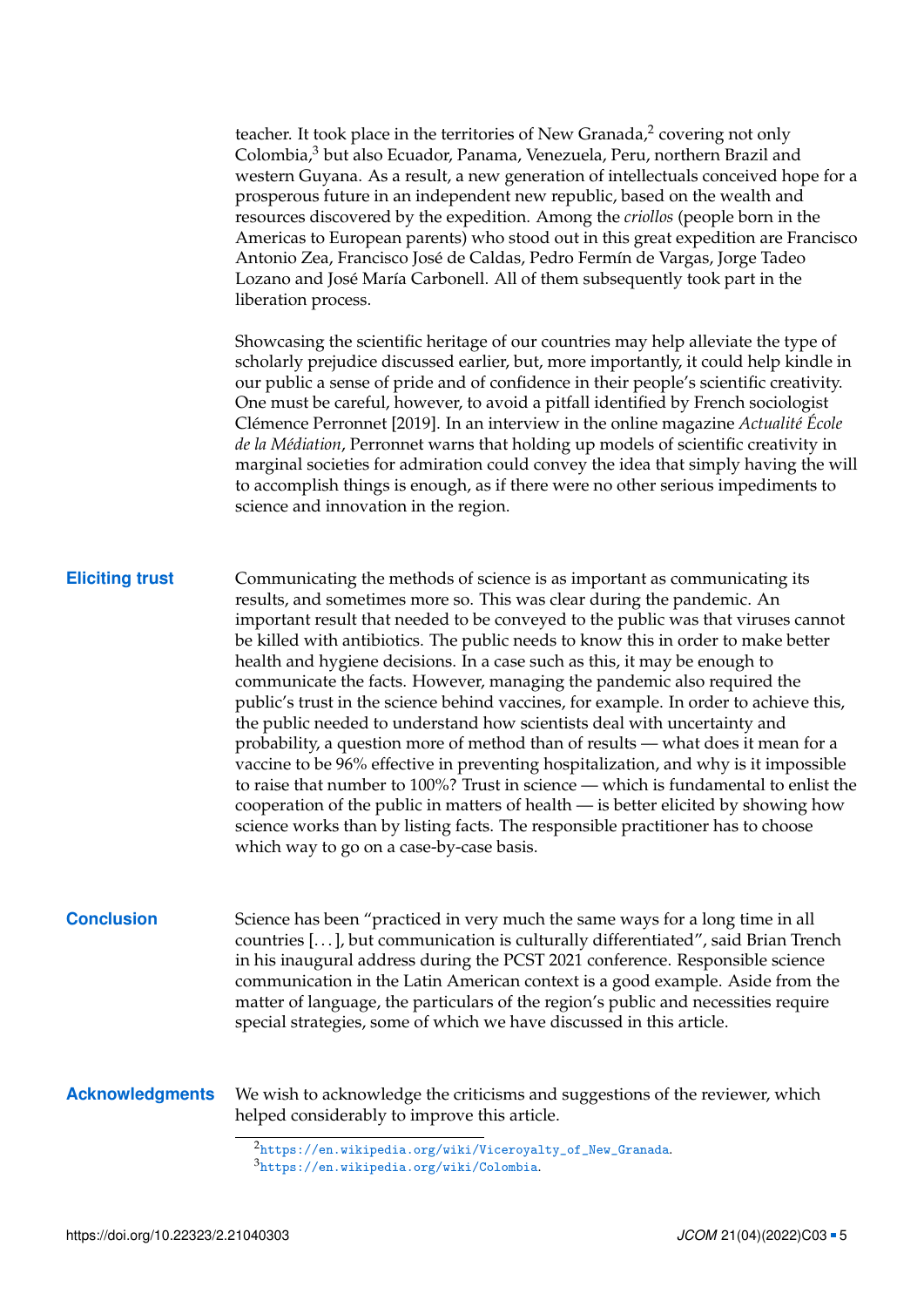teacher. It took place in the territories of New Granada,[2] covering not only Colombia,[3] but also Ecuador, Panama, Venezuela, Peru, northern Brazil and western Guyana. As a result, a new generation of intellectuals conceived hope for a prosperous future in an independent new republic, based on the wealth and resources discovered by the expedition. Among the *criollos* (people born in the Americas to European parents) who stood out in this great expedition are Francisco Antonio Zea, Francisco José de Caldas, Pedro Fermín de Vargas, Jorge Tadeo Lozano and José María Carbonell. All of them subsequently took part in the liberation process.

Showcasing the scientific heritage of our countries may help alleviate the type of scholarly prejudice discussed earlier, but, more importantly, it could help kindle in our public a sense of pride and of confidence in their people's scientific creativity. One must be careful, however, to avoid a pitfall identified by French sociologist Clémence Perronnet [2019]. In an interview in the online magazine *Actualité École de la Médiation*, Perronnet warns that holding up models of scientific creativity in marginal societies for admiration could convey the idea that simply having the will to accomplish things is enough, as if there were no other serious impediments to science and innovation in the region.

## Eliciting trust

Communicating the methods of science is as important as communicating its results, and sometimes more so. This was clear during the pandemic. An important result that needed to be conveyed to the public was that viruses cannot be killed with antibiotics. The public needs to know this in order to make better health and hygiene decisions. In a case such as this, it may be enough to communicate the facts. However, managing the pandemic also required the public's trust in the science behind vaccines, for example. In order to achieve this, the public needed to understand how scientists deal with uncertainty and probability, a question more of method than of results — what does it mean for a vaccine to be 96% effective in preventing hospitalization, and why is it impossible to raise that number to 100%? Trust in science — which is fundamental to enlist the cooperation of the public in matters of health — is better elicited by showing how science works than by listing facts. The responsible practitioner has to choose which way to go on a case-by-case basis.

## Conclusion

Science has been "practiced in very much the same ways for a long time in all countries [...], but communication is culturally differentiated", said Brian Trench in his inaugural address during the PCST 2021 conference. Responsible science communication in the Latin American context is a good example. Aside from the matter of language, the particulars of the region's public and necessities require special strategies, some of which we have discussed in this article.

## Acknowledgments

We wish to acknowledge the criticisms and suggestions of the reviewer, which helped considerably to improve this article.

---

[2] https://en.wikipedia.org/wiki/Viceroyalty_of_New_Granada.

[3] https://en.wikipedia.org/wiki/Colombia.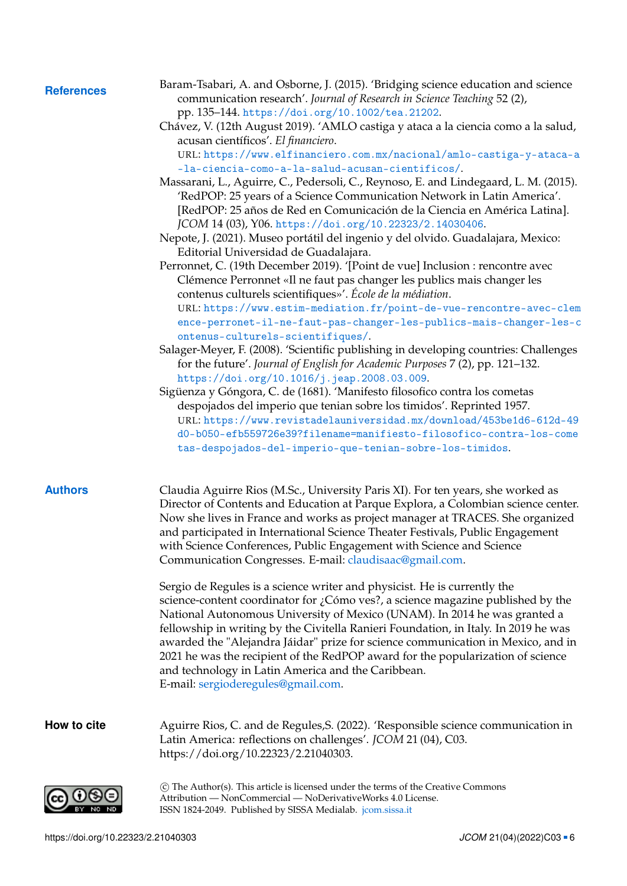## References

Baram-Tsabari, A. and Osborne, J. (2015). 'Bridging science education and science communication research'. *Journal of Research in Science Teaching* 52 (2), pp. 135–144. https://doi.org/10.1002/tea.21202.

Chávez, V. (12th August 2019). 'AMLO castiga y ataca a la ciencia como a la salud, acusan científicos'. *El financiero*. URL: https://www.elfinanciero.com.mx/nacional/amlo-castiga-y-ataca-a-la-ciencia-como-a-la-salud-acusan-cientificos/.

Massarani, L., Aguirre, C., Pedersoli, C., Reynoso, E. and Lindegaard, L. M. (2015). 'RedPOP: 25 years of a Science Communication Network in Latin America'. [RedPOP: 25 años de Red en Comunicación de la Ciencia en América Latina]. *JCOM* 14 (03), Y06. https://doi.org/10.22323/2.14030406.

Nepote, J. (2021). Museo portátil del ingenio y del olvido. Guadalajara, Mexico: Editorial Universidad de Guadalajara.

Perronnet, C. (19th December 2019). '[Point de vue] Inclusion : rencontre avec Clémence Perronnet «Il ne faut pas changer les publics mais changer les contenus culturels scientifiques»'. *École de la médiation*. URL: https://www.estim-mediation.fr/point-de-vue-rencontre-avec-clemence-perronet-il-ne-faut-pas-changer-les-publics-mais-changer-les-contenus-culturels-scientifiques/.

Salager-Meyer, F. (2008). 'Scientific publishing in developing countries: Challenges for the future'. *Journal of English for Academic Purposes* 7 (2), pp. 121–132. https://doi.org/10.1016/j.jeap.2008.03.009.

Sigüenza y Góngora, C. de (1681). 'Manifesto filosofico contra los cometas despojados del imperio que tenian sobre los timidos'. Reprinted 1957. URL: https://www.revistadelauniversidad.mx/download/453be1d6-612d-49d0-b050-efb559726e39?filename=manifiesto-filosofico-contra-los-cometas-despojados-del-imperio-que-tenian-sobre-los-timidos.

## Authors

Claudia Aguirre Rios (M.Sc., University Paris XI). For ten years, she worked as Director of Contents and Education at Parque Explora, a Colombian science center. Now she lives in France and works as project manager at TRACES. She organized and participated in International Science Theater Festivals, Public Engagement with Science Conferences, Public Engagement with Science and Science Communication Congresses. E-mail: claudisaac@gmail.com.

Sergio de Regules is a science writer and physicist. He is currently the science-content coordinator for ¿Cómo ves?, a science magazine published by the National Autonomous University of Mexico (UNAM). In 2014 he was granted a fellowship in writing by the Civitella Ranieri Foundation, in Italy. In 2019 he was awarded the "Alejandra Jáidar" prize for science communication in Mexico, and in 2021 he was the recipient of the RedPOP award for the popularization of science and technology in Latin America and the Caribbean.
E-mail: sergioderegules@gmail.com.

## How to cite

Aguirre Rios, C. and de Regules,S. (2022). 'Responsible science communication in Latin America: reflections on challenges'. *JCOM* 21 (04), C03. https://doi.org/10.22323/2.21040303.

© The Author(s). This article is licensed under the terms of the Creative Commons Attribution — NonCommercial — NoDerivativeWorks 4.0 License.
ISSN 1824-2049. Published by SISSA Medialab. jcom.sissa.it